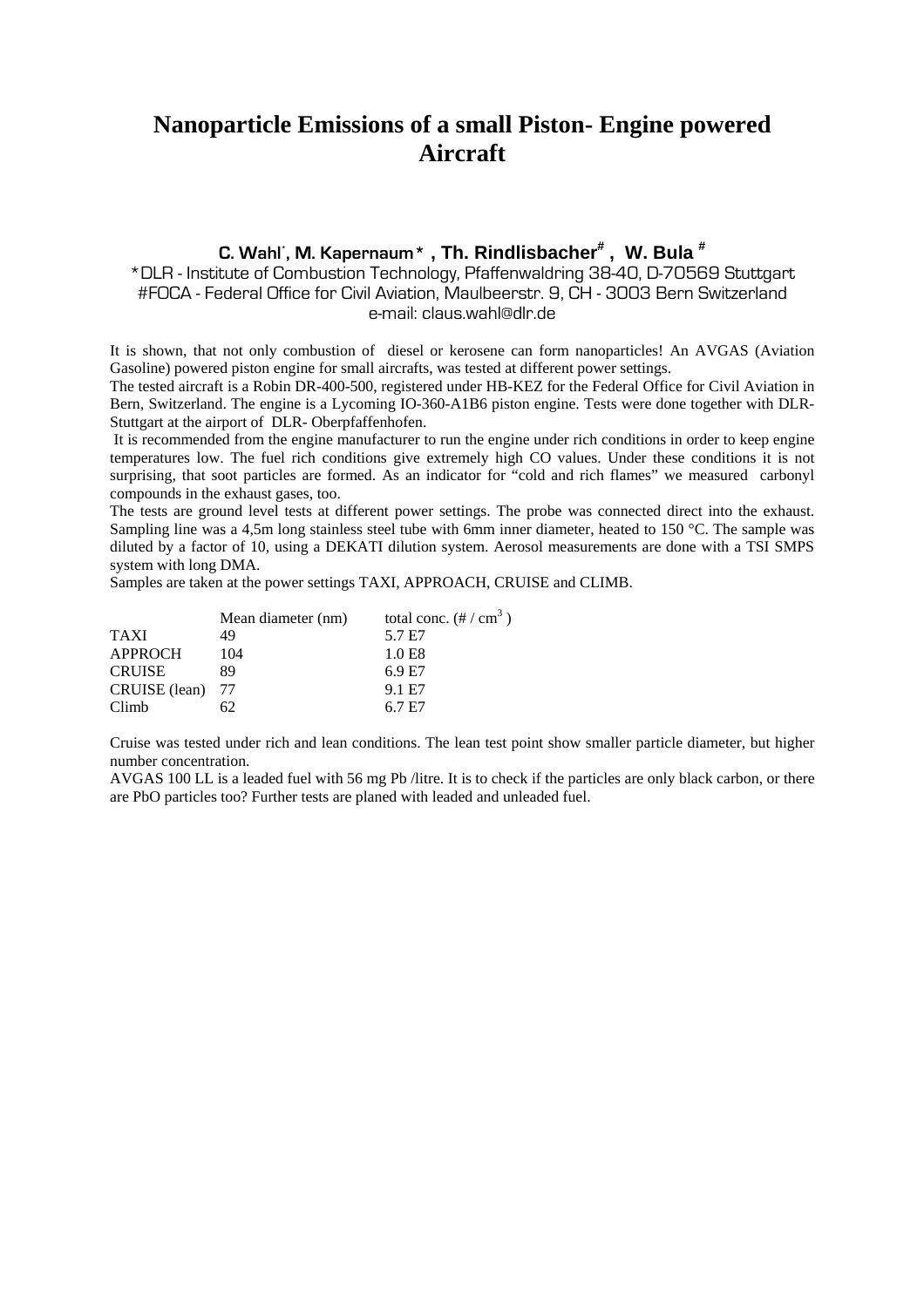# Nanoparticle Emissions of a small Piston- Engine powered Aircraft

**C. Wahl*, M. Kapernaum*, Th. Rindlisbacher#, W. Bula#**

*DLR - Institute of Combustion Technology, Pfaffenwaldring 38-40, D-70569 Stuttgart
#FOCA - Federal Office for Civil Aviation, Maulbeerstr. 9, CH - 3003 Bern Switzerland
e-mail: claus.wahl@dlr.de

It is shown, that not only combustion of diesel or kerosene can form nanoparticles! An AVGAS (Aviation Gasoline) powered piston engine for small aircrafts, was tested at different power settings.

The tested aircraft is a Robin DR-400-500, registered under HB-KEZ for the Federal Office for Civil Aviation in Bern, Switzerland. The engine is a Lycoming IO-360-A1B6 piston engine. Tests were done together with DLR-Stuttgart at the airport of DLR- Oberpfaffenhofen.

It is recommended from the engine manufacturer to run the engine under rich conditions in order to keep engine temperatures low. The fuel rich conditions give extremely high CO values. Under these conditions it is not surprising, that soot particles are formed. As an indicator for "cold and rich flames" we measured carbonyl compounds in the exhaust gases, too.

The tests are ground level tests at different power settings. The probe was connected direct into the exhaust. Sampling line was a 4,5m long stainless steel tube with 6mm inner diameter, heated to 150 °C. The sample was diluted by a factor of 10, using a DEKATI dilution system. Aerosol measurements are done with a TSI SMPS system with long DMA.

Samples are taken at the power settings TAXI, APPROACH, CRUISE and CLIMB.

| | Mean diameter (nm) | total conc. (# / $cm^3$) |
|---|---|---|
| TAXI | 49 | 5.7 E7 |
| APPROCH | 104 | 1.0 E8 |
| CRUISE | 89 | 6.9 E7 |
| CRUISE (lean) | 77 | 9.1 E7 |
| Climb | 62 | 6.7 E7 |

Cruise was tested under rich and lean conditions. The lean test point show smaller particle diameter, but higher number concentration.

AVGAS 100 LL is a leaded fuel with 56 mg Pb /litre. It is to check if the particles are only black carbon, or there are PbO particles too? Further tests are planed with leaded and unleaded fuel.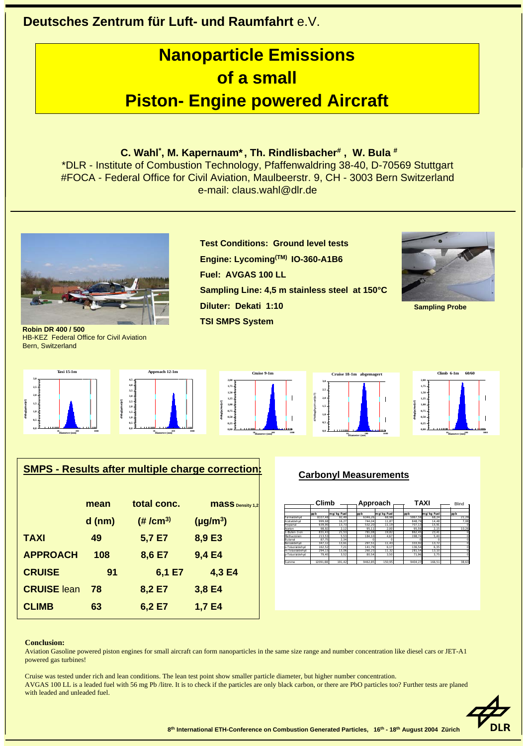**Deutsches Zentrum für Luft- und Raumfahrt** e.V.

# Nanoparticle Emissions of a small Piston- Engine powered Aircraft

**C. Wahl\*, M. Kapernaum\*, Th. Rindlisbacher#, W. Bula #**

\*DLR - Institute of Combustion Technology, Pfaffenwaldring 38-40, D-70569 Stuttgart

#FOCA - Federal Office for Civil Aviation, Maulbeerstr. 9, CH - 3003 Bern Switzerland

e-mail: claus.wahl@dlr.de

**Robin DR 400 / 500**
HB-KEZ Federal Office for Civil Aviation
Bern, Switzerland

**Test Conditions: Ground level tests**

**Engine: Lycoming(TM) IO-360-A1B6**

**Fuel: AVGAS 100 LL**

**Sampling Line: 4,5 m stainless steel at 150°C**

**Diluter: Dekati 1:10**

**TSI SMPS System**

**Sampling Probe**

Taxi 15-1m

Approach 12-1m

Cruise 9-1m

Cruise 18-1m abgemagert

Climb 6-1m 60/60

Diameter (nm)

## SMPS - Results after multiple charge correction:

| | mean d (nm) | total conc. (# /cm$^3$) | mass Density 1,2 (µg/m$^3$) |
|---|---|---|---|
| **TAXI** | 49 | 5,7 E7 | 8,9 E3 |
| **APPROACH** | 108 | 8,6 E7 | 9,4 E4 |
| **CRUISE** | 91 | 6,1 E7 | 4,3 E4 |
| **CRUISE** lean | 78 | 8,2 E7 | 3,8 E4 |
| **CLIMB** | 63 | 6,2 E7 | 1,7 E4 |

## Carbonyl Measurements

| | Climb | | Approach | | TAXI | | Blind |
|---|---|---|---|---|---|---|---|
| | ppb | mg/ kg Fuel | ppb | mg/ kg Fuel | ppb | mg/ kg Fuel | ppb |
| Formaldehyd | 8337,48 | 92,49 | 6346,26 | 68,98 | 5867,59 | 68,24 | 21,29 |
| Acetaldehyd | 999,68 | 16,27 | 744,04 | 11,87 | 848,79 | 14,48 | 7,08 |
| Propenal | 639,90 | 13,73 | 532,20 | 11,19 | 707,13 | 15,91 | 0 |
| Aceton | 98,92 | 2,12 | 95,11 | 2,00 | 95,59 | 2,15 | 10,26 |
| 1-Buten-3-on | 831,43 | 21,53 | 783,08 | 19,82 | 862,45 | 23,41 | 0 |
| Methacrolein | 213,53 | 5,53 | 184,10 | 4,67 | 198,74 | 5,40 | 0 |
| Butanal | 87,75 | 2,34 | 0 | 0 | 0 | 0 | 0 |
| Benzaldehyd | 347,12 | 13,81 | 297,51 | 11,43 | 333,92 | 13,72 | 0 |
| o-Tolualdehyd | 162,52 | 7,21 | 141,79 | 6,17 | 136,54 | 6,35 | 0 |
| m-Tolualdehyd | 294,13 | 13,06 | 260,23 | 11,32 | 281,54 | 13,10 | 0 |
| p-Tolualdehyd | 79,40 | 3,52 | 80,54 | 3,50 | 71,96 | 3,75 | 0 |
| Summe | 12091,88 | 191,42 | 9462,85 | 150,95 | 9404,27 | 166,51 | 38,63 |

**Conclusion:**

Aviation Gasoline powered piston engines for small aircraft can form nanoparticles in the same size range and number concentration like diesel cars or JET-A1 powered gas turbines!

Cruise was tested under rich and lean conditions. The lean test point show smaller particle diameter, but higher number concentration.
AVGAS 100 LL is a leaded fuel with 56 mg Pb /litre. It is to check if the particles are only black carbon, or there are PbO particles too? Further tests are planed with leaded and unleaded fuel.

**8th International ETH-Conference on Combustion Generated Particles, 16th - 18th August 2004 Zürich**

DLR